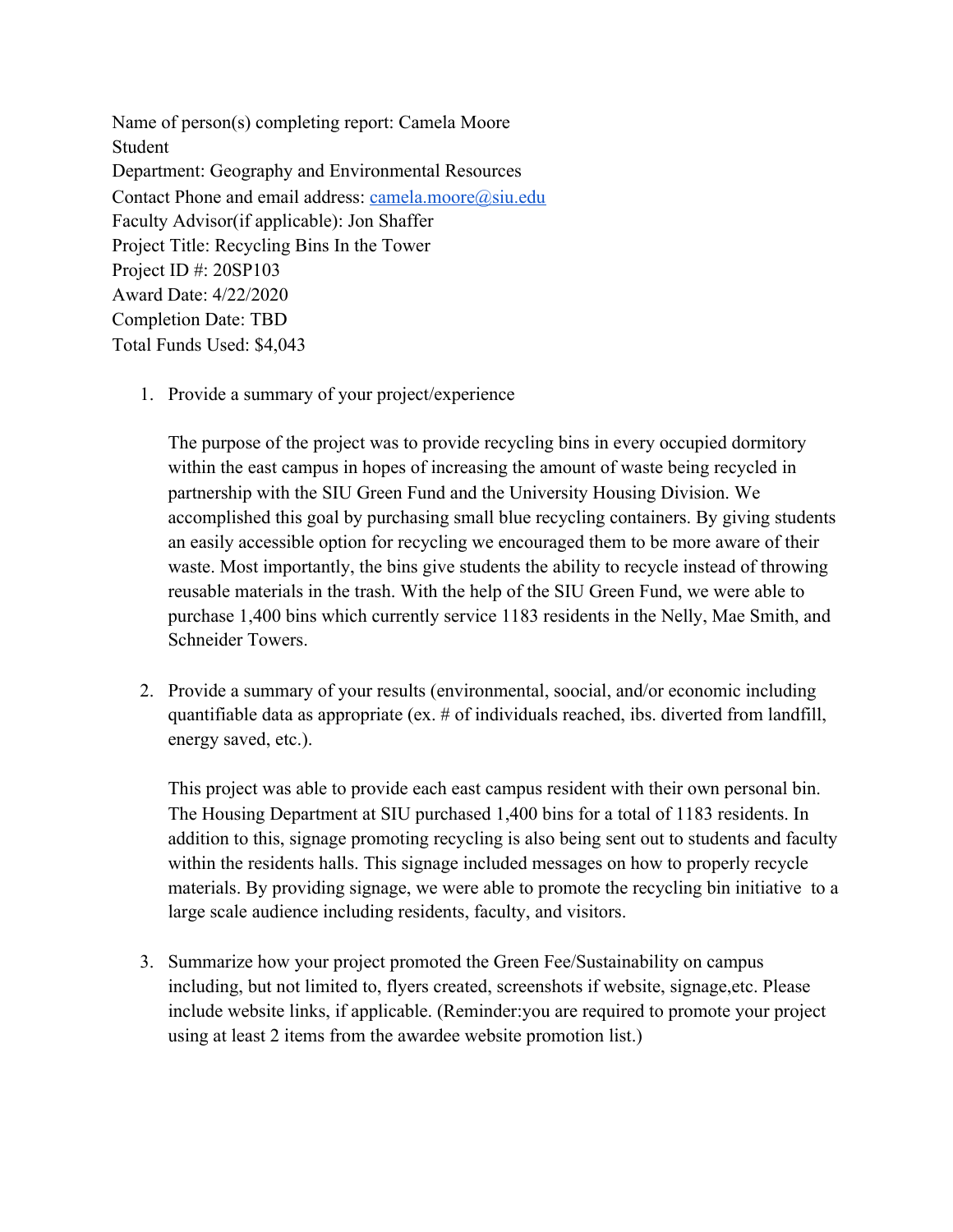Name of person(s) completing report: Camela Moore
Student
Department: Geography and Environmental Resources
Contact Phone and email address: camela.moore@siu.edu
Faculty Advisor(if applicable): Jon Shaffer
Project Title: Recycling Bins In the Tower
Project ID #: 20SP103
Award Date: 4/22/2020
Completion Date: TBD
Total Funds Used: $4,043

1. Provide a summary of your project/experience

   The purpose of the project was to provide recycling bins in every occupied dormitory within the east campus in hopes of increasing the amount of waste being recycled in partnership with the SIU Green Fund and the University Housing Division. We accomplished this goal by purchasing small blue recycling containers. By giving students an easily accessible option for recycling we encouraged them to be more aware of their waste. Most importantly, the bins give students the ability to recycle instead of throwing reusable materials in the trash. With the help of the SIU Green Fund, we were able to purchase 1,400 bins which currently service 1183 residents in the Nelly, Mae Smith, and Schneider Towers.

2. Provide a summary of your results (environmental, soocial, and/or economic including quantifiable data as appropriate (ex. # of individuals reached, ibs. diverted from landfill, energy saved, etc.).

   This project was able to provide each east campus resident with their own personal bin. The Housing Department at SIU purchased 1,400 bins for a total of 1183 residents. In addition to this, signage promoting recycling is also being sent out to students and faculty within the residents halls. This signage included messages on how to properly recycle materials. By providing signage, we were able to promote the recycling bin initiative to a large scale audience including residents, faculty, and visitors.

3. Summarize how your project promoted the Green Fee/Sustainability on campus including, but not limited to, flyers created, screenshots if website, signage,etc. Please include website links, if applicable. (Reminder:you are required to promote your project using at least 2 items from the awardee website promotion list.)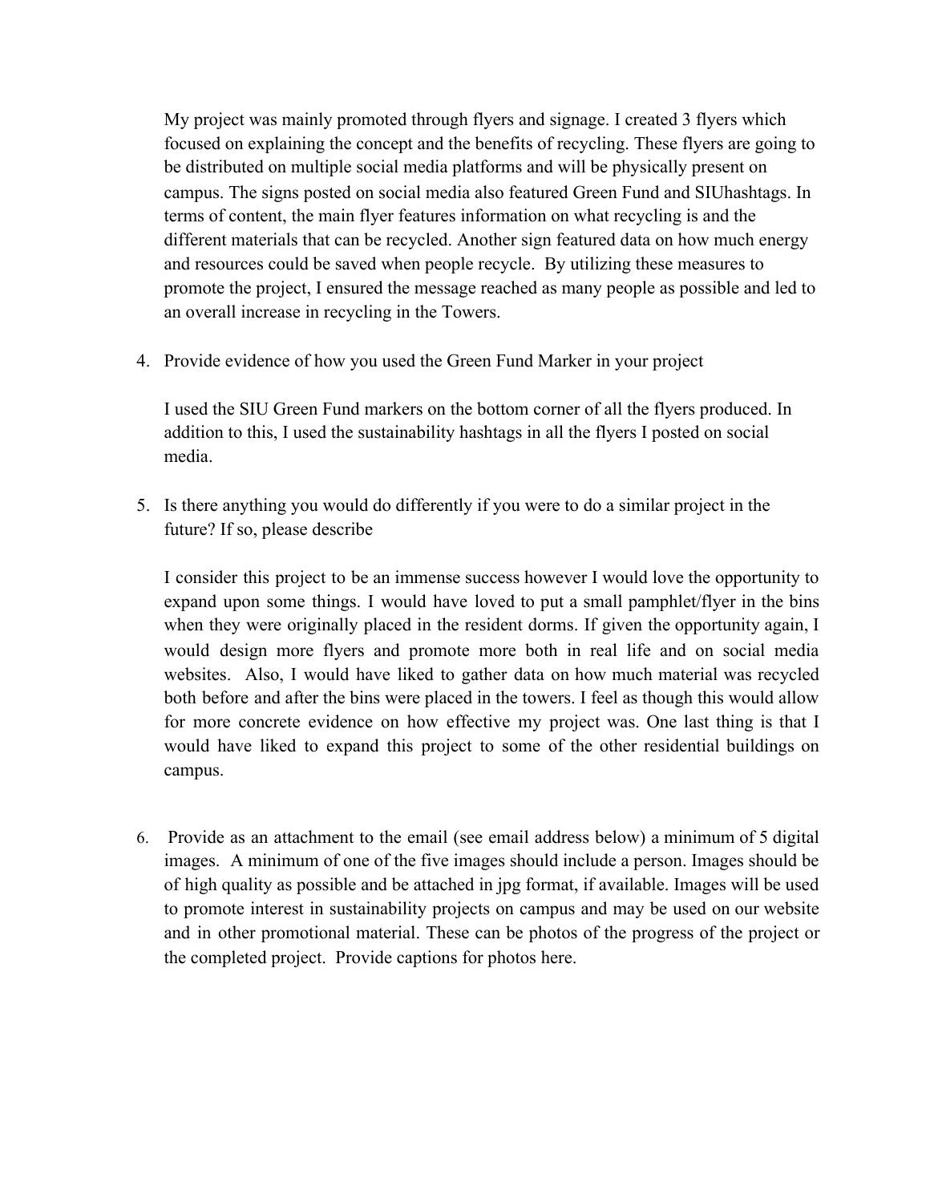My project was mainly promoted through flyers and signage. I created 3 flyers which focused on explaining the concept and the benefits of recycling. These flyers are going to be distributed on multiple social media platforms and will be physically present on campus. The signs posted on social media also featured Green Fund and SIUhashtags. In terms of content, the main flyer features information on what recycling is and the different materials that can be recycled. Another sign featured data on how much energy and resources could be saved when people recycle. By utilizing these measures to promote the project, I ensured the message reached as many people as possible and led to an overall increase in recycling in the Towers.

4. Provide evidence of how you used the Green Fund Marker in your project

   I used the SIU Green Fund markers on the bottom corner of all the flyers produced. In addition to this, I used the sustainability hashtags in all the flyers I posted on social media.

5. Is there anything you would do differently if you were to do a similar project in the future? If so, please describe

   I consider this project to be an immense success however I would love the opportunity to expand upon some things. I would have loved to put a small pamphlet/flyer in the bins when they were originally placed in the resident dorms. If given the opportunity again, I would design more flyers and promote more both in real life and on social media websites. Also, I would have liked to gather data on how much material was recycled both before and after the bins were placed in the towers. I feel as though this would allow for more concrete evidence on how effective my project was. One last thing is that I would have liked to expand this project to some of the other residential buildings on campus.

6. Provide as an attachment to the email (see email address below) a minimum of 5 digital images. A minimum of one of the five images should include a person. Images should be of high quality as possible and be attached in jpg format, if available. Images will be used to promote interest in sustainability projects on campus and may be used on our website and in other promotional material. These can be photos of the progress of the project or the completed project. Provide captions for photos here.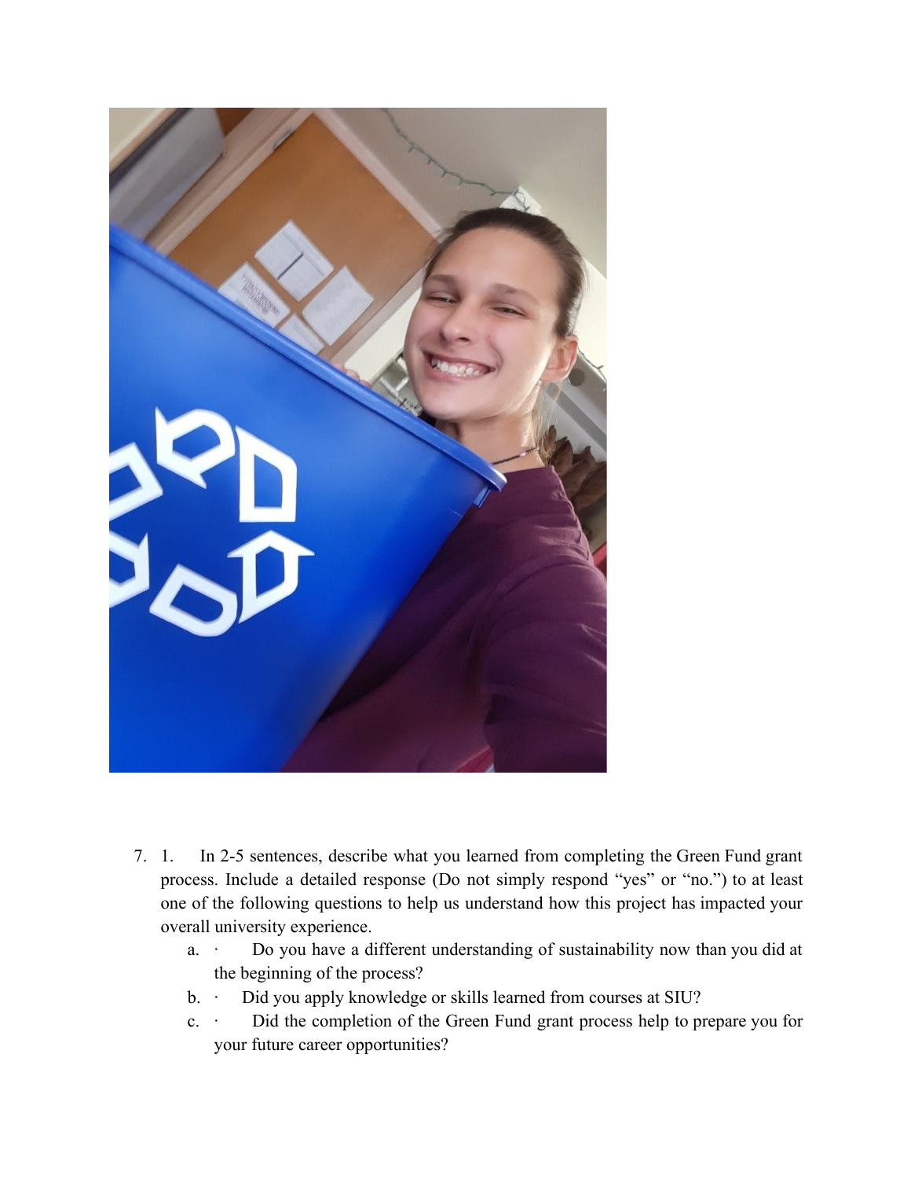7. 1. In 2-5 sentences, describe what you learned from completing the Green Fund grant process. Include a detailed response (Do not simply respond "yes" or "no.") to at least one of the following questions to help us understand how this project has impacted your overall university experience.
   a. · Do you have a different understanding of sustainability now than you did at the beginning of the process?
   b. · Did you apply knowledge or skills learned from courses at SIU?
   c. · Did the completion of the Green Fund grant process help to prepare you for your future career opportunities?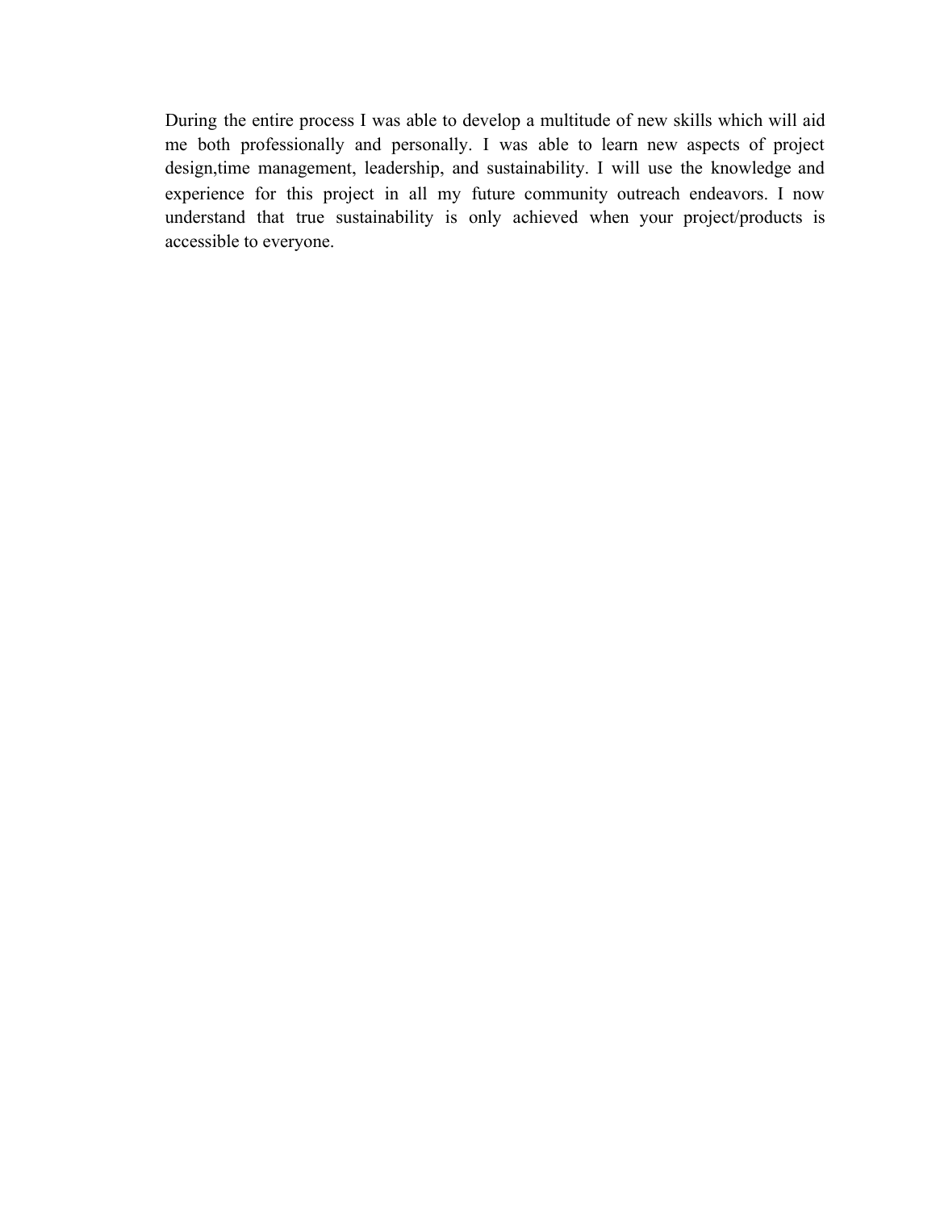During the entire process I was able to develop a multitude of new skills which will aid me both professionally and personally. I was able to learn new aspects of project design,time management, leadership, and sustainability. I will use the knowledge and experience for this project in all my future community outreach endeavors. I now understand that true sustainability is only achieved when your project/products is accessible to everyone.